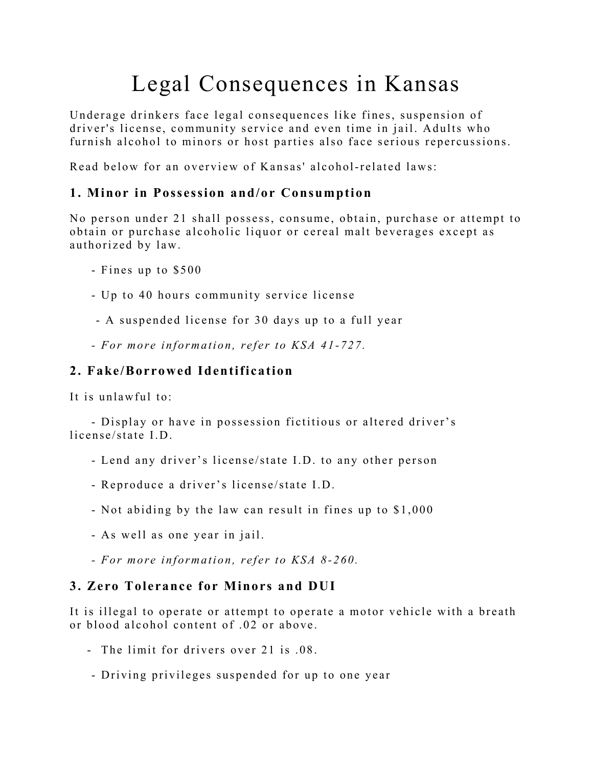# Legal Consequences in Kansas

Underage drinkers face legal consequences like fines, suspension of driver's license, community service and even time in jail. Adults who furnish alcohol to minors or host parties also face serious repercussions.

Read below for an overview of Kansas' alcohol-related laws:

### 1. Minor in Possession and/or Consumption

No person under 21 shall possess, consume, obtain, purchase or attempt to obtain or purchase alcoholic liquor or cereal malt beverages except as authorized by law.

- Fines up to $500
- Up to 40 hours community service license
- A suspended license for 30 days up to a full year
- *For more information, refer to KSA 41-727.*

### 2. Fake/Borrowed Identification

It is unlawful to:

- Display or have in possession fictitious or altered driver's license/state I.D.
- Lend any driver's license/state I.D. to any other person
- Reproduce a driver's license/state I.D.
- Not abiding by the law can result in fines up to $1,000
- As well as one year in jail.
- *For more information, refer to KSA 8-260.*

### 3. Zero Tolerance for Minors and DUI

It is illegal to operate or attempt to operate a motor vehicle with a breath or blood alcohol content of .02 or above.

- The limit for drivers over 21 is .08.
- Driving privileges suspended for up to one year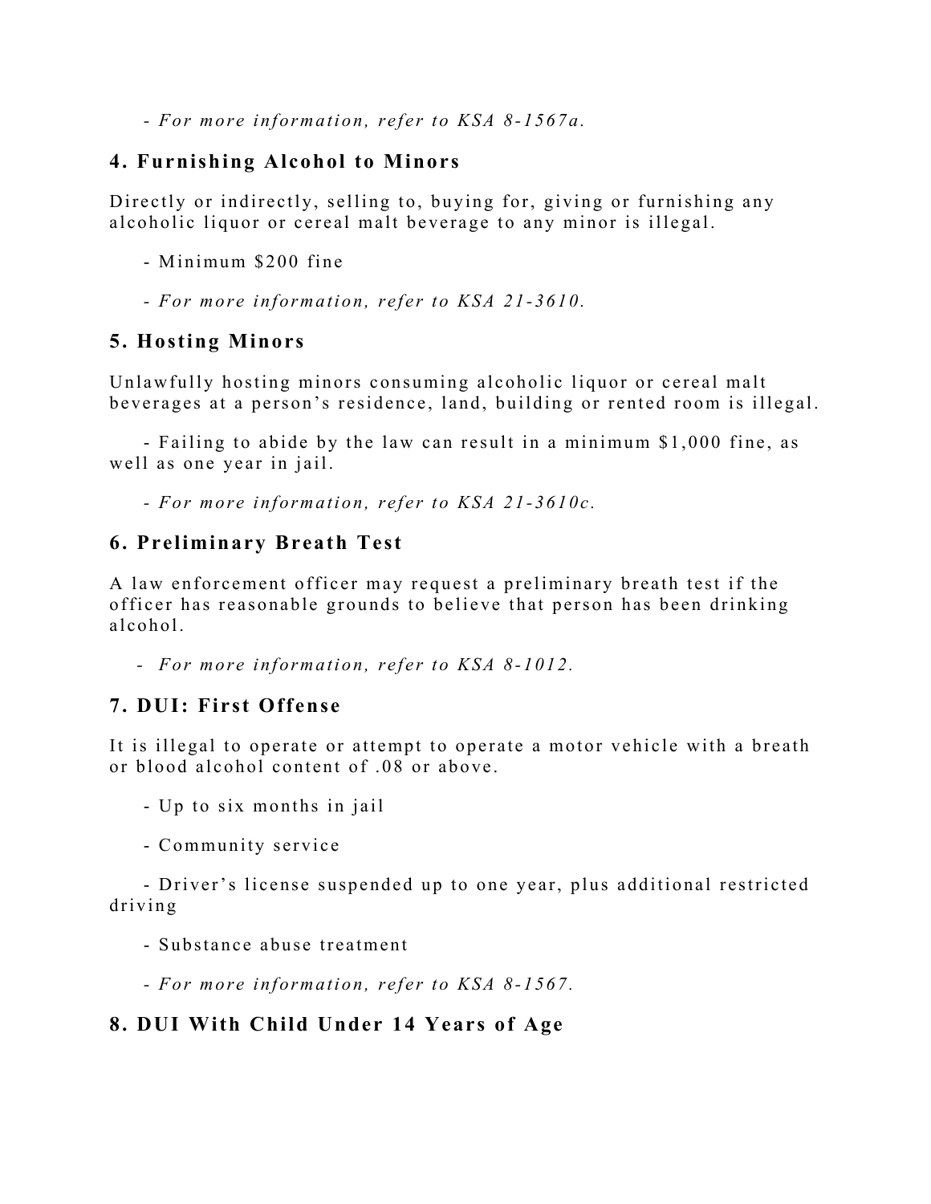- *For more information, refer to KSA 8-1567a.*

## 4. Furnishing Alcohol to Minors

Directly or indirectly, selling to, buying for, giving or furnishing any alcoholic liquor or cereal malt beverage to any minor is illegal.

- Minimum $200 fine
- *For more information, refer to KSA 21-3610.*

## 5. Hosting Minors

Unlawfully hosting minors consuming alcoholic liquor or cereal malt beverages at a person's residence, land, building or rented room is illegal.

- Failing to abide by the law can result in a minimum $1,000 fine, as well as one year in jail.
- *For more information, refer to KSA 21-3610c.*

## 6. Preliminary Breath Test

A law enforcement officer may request a preliminary breath test if the officer has reasonable grounds to believe that person has been drinking alcohol.

- *For more information, refer to KSA 8-1012.*

## 7. DUI: First Offense

It is illegal to operate or attempt to operate a motor vehicle with a breath or blood alcohol content of .08 or above.

- Up to six months in jail
- Community service
- Driver's license suspended up to one year, plus additional restricted driving
- Substance abuse treatment
- *For more information, refer to KSA 8-1567.*

## 8. DUI With Child Under 14 Years of Age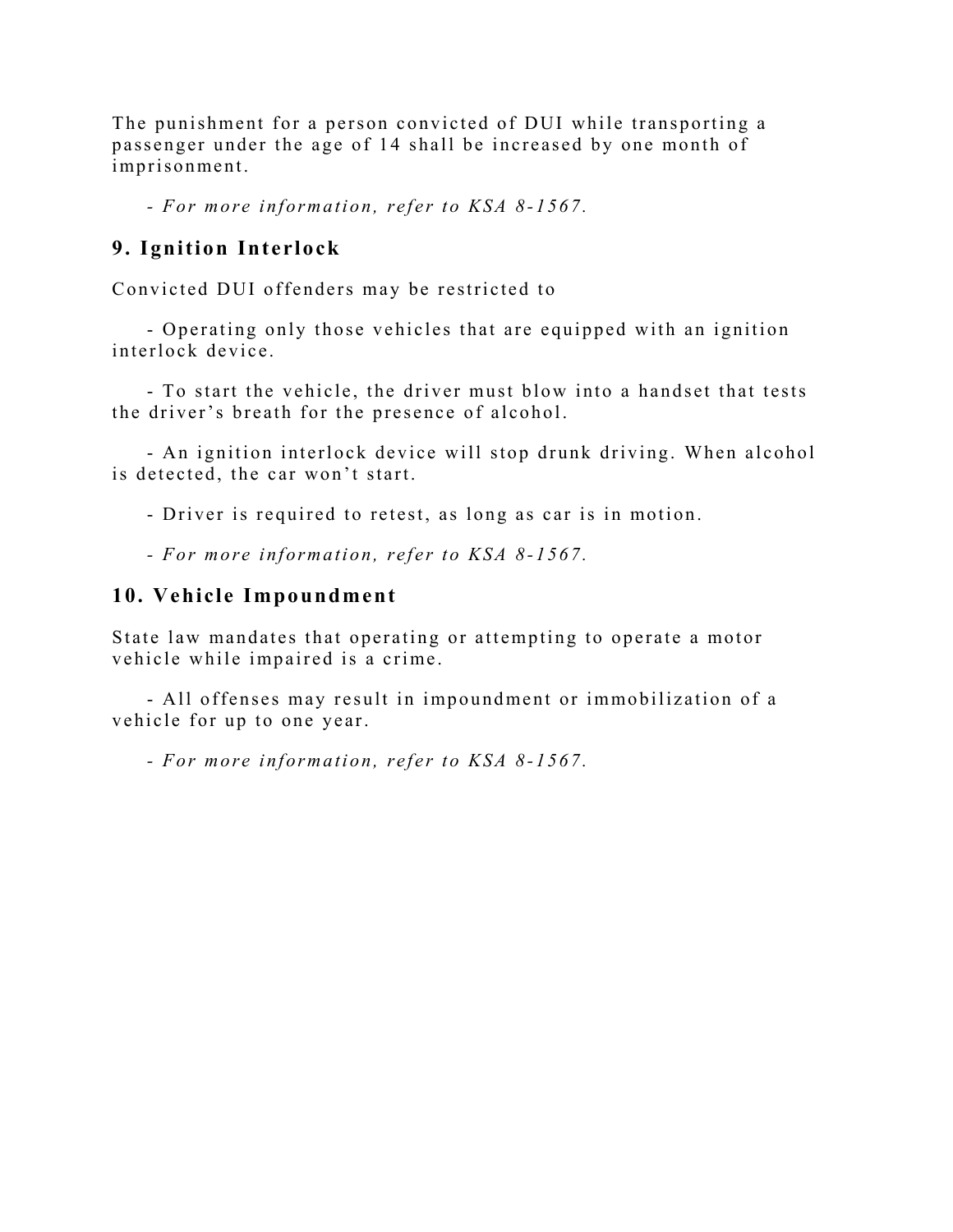The punishment for a person convicted of DUI while transporting a passenger under the age of 14 shall be increased by one month of imprisonment.

- *For more information, refer to KSA 8-1567.*

## 9. Ignition Interlock

Convicted DUI offenders may be restricted to

- Operating only those vehicles that are equipped with an ignition interlock device.
- To start the vehicle, the driver must blow into a handset that tests the driver's breath for the presence of alcohol.
- An ignition interlock device will stop drunk driving. When alcohol is detected, the car won't start.
- Driver is required to retest, as long as car is in motion.
- *For more information, refer to KSA 8-1567.*

## 10. Vehicle Impoundment

State law mandates that operating or attempting to operate a motor vehicle while impaired is a crime.

- All offenses may result in impoundment or immobilization of a vehicle for up to one year.
- *For more information, refer to KSA 8-1567.*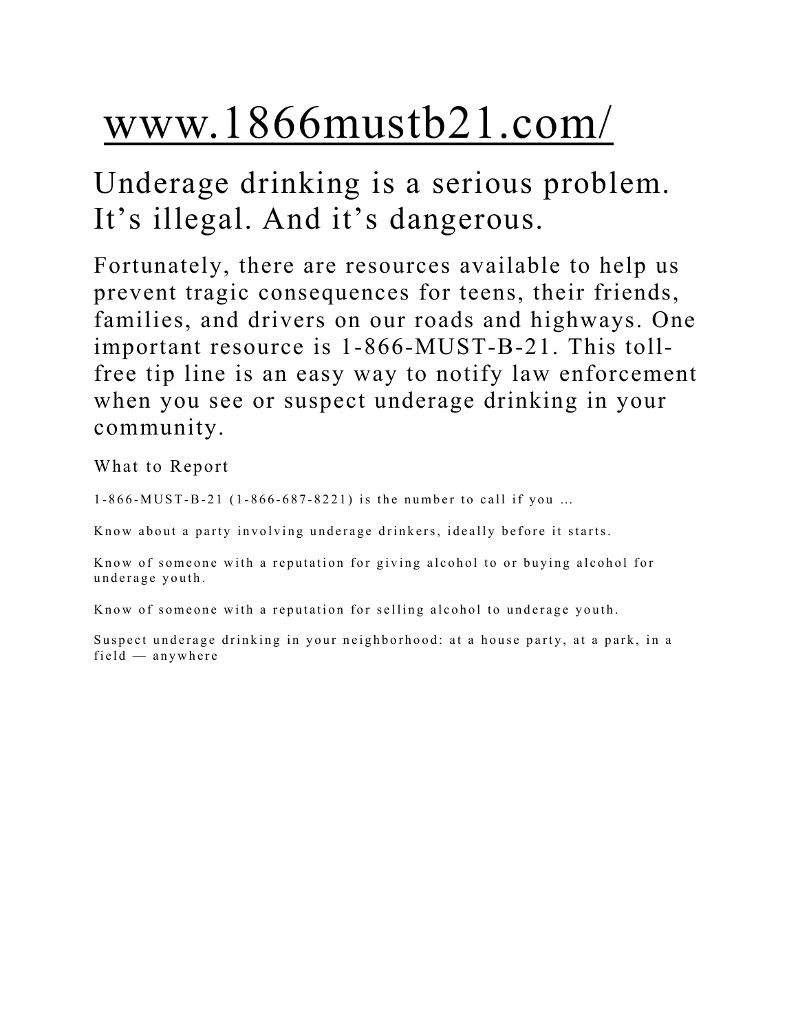# www.1866mustb21.com/

## Underage drinking is a serious problem. It’s illegal. And it’s dangerous.

Fortunately, there are resources available to help us prevent tragic consequences for teens, their friends, families, and drivers on our roads and highways. One important resource is 1-866-MUST-B-21. This toll-free tip line is an easy way to notify law enforcement when you see or suspect underage drinking in your community.

What to Report

1-866-MUST-B-21 (1-866-687-8221) is the number to call if you …

Know about a party involving underage drinkers, ideally before it starts.

Know of someone with a reputation for giving alcohol to or buying alcohol for underage youth.

Know of someone with a reputation for selling alcohol to underage youth.

Suspect underage drinking in your neighborhood: at a house party, at a park, in a field — anywhere